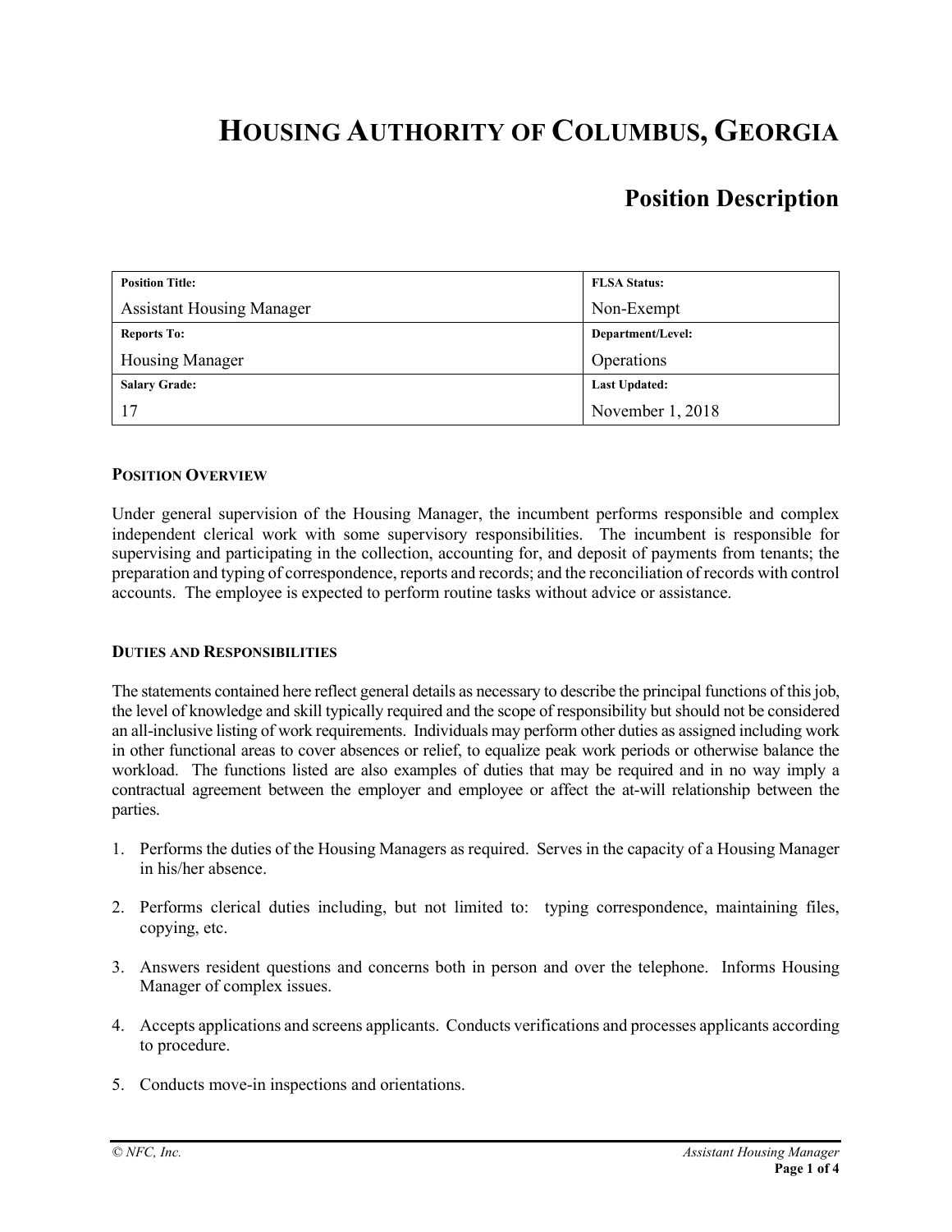# Housing Authority of Columbus, Georgia

## Position Description

| Position Title: | FLSA Status: |
|---|---|
| Assistant Housing Manager | Non-Exempt |
| **Reports To:** | **Department/Level:** |
| Housing Manager | Operations |
| **Salary Grade:** | **Last Updated:** |
| 17 | November 1, 2018 |

### Position Overview

Under general supervision of the Housing Manager, the incumbent performs responsible and complex independent clerical work with some supervisory responsibilities. The incumbent is responsible for supervising and participating in the collection, accounting for, and deposit of payments from tenants; the preparation and typing of correspondence, reports and records; and the reconciliation of records with control accounts. The employee is expected to perform routine tasks without advice or assistance.

### Duties and Responsibilities

The statements contained here reflect general details as necessary to describe the principal functions of this job, the level of knowledge and skill typically required and the scope of responsibility but should not be considered an all-inclusive listing of work requirements. Individuals may perform other duties as assigned including work in other functional areas to cover absences or relief, to equalize peak work periods or otherwise balance the workload. The functions listed are also examples of duties that may be required and in no way imply a contractual agreement between the employer and employee or affect the at-will relationship between the parties.

1. Performs the duties of the Housing Managers as required. Serves in the capacity of a Housing Manager in his/her absence.
2. Performs clerical duties including, but not limited to: typing correspondence, maintaining files, copying, etc.
3. Answers resident questions and concerns both in person and over the telephone. Informs Housing Manager of complex issues.
4. Accepts applications and screens applicants. Conducts verifications and processes applicants according to procedure.
5. Conducts move-in inspections and orientations.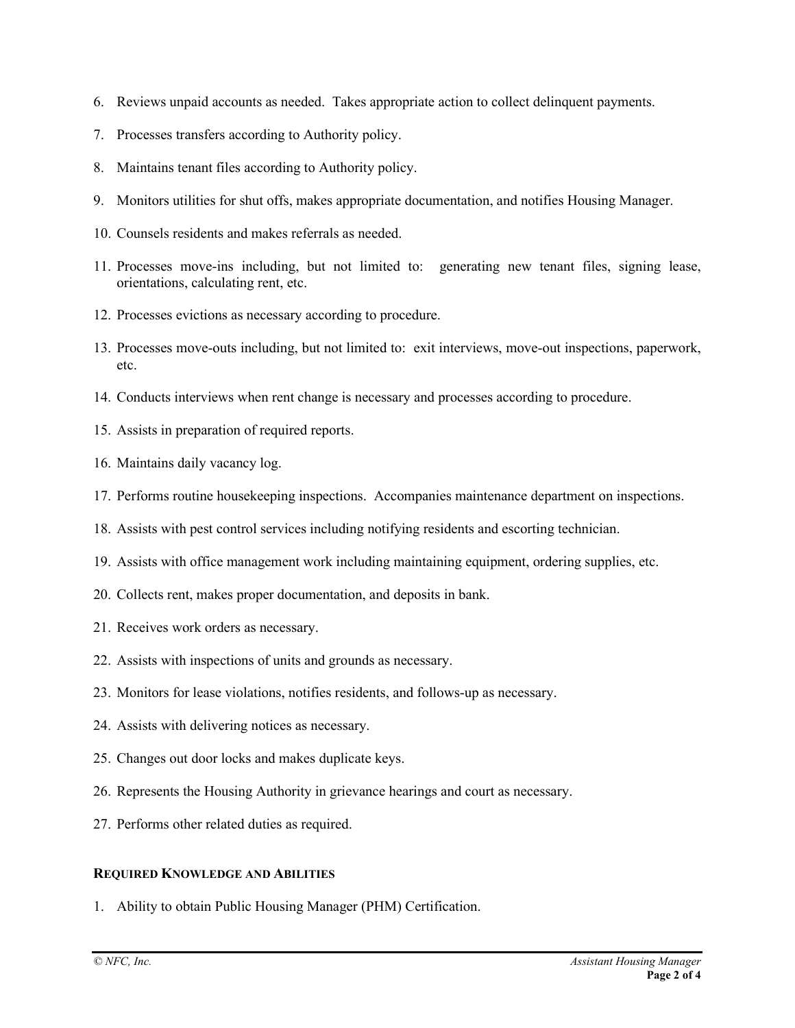6. Reviews unpaid accounts as needed. Takes appropriate action to collect delinquent payments.
7. Processes transfers according to Authority policy.
8. Maintains tenant files according to Authority policy.
9. Monitors utilities for shut offs, makes appropriate documentation, and notifies Housing Manager.
10. Counsels residents and makes referrals as needed.
11. Processes move-ins including, but not limited to: generating new tenant files, signing lease, orientations, calculating rent, etc.
12. Processes evictions as necessary according to procedure.
13. Processes move-outs including, but not limited to: exit interviews, move-out inspections, paperwork, etc.
14. Conducts interviews when rent change is necessary and processes according to procedure.
15. Assists in preparation of required reports.
16. Maintains daily vacancy log.
17. Performs routine housekeeping inspections. Accompanies maintenance department on inspections.
18. Assists with pest control services including notifying residents and escorting technician.
19. Assists with office management work including maintaining equipment, ordering supplies, etc.
20. Collects rent, makes proper documentation, and deposits in bank.
21. Receives work orders as necessary.
22. Assists with inspections of units and grounds as necessary.
23. Monitors for lease violations, notifies residents, and follows-up as necessary.
24. Assists with delivering notices as necessary.
25. Changes out door locks and makes duplicate keys.
26. Represents the Housing Authority in grievance hearings and court as necessary.
27. Performs other related duties as required.

## REQUIRED KNOWLEDGE AND ABILITIES

1. Ability to obtain Public Housing Manager (PHM) Certification.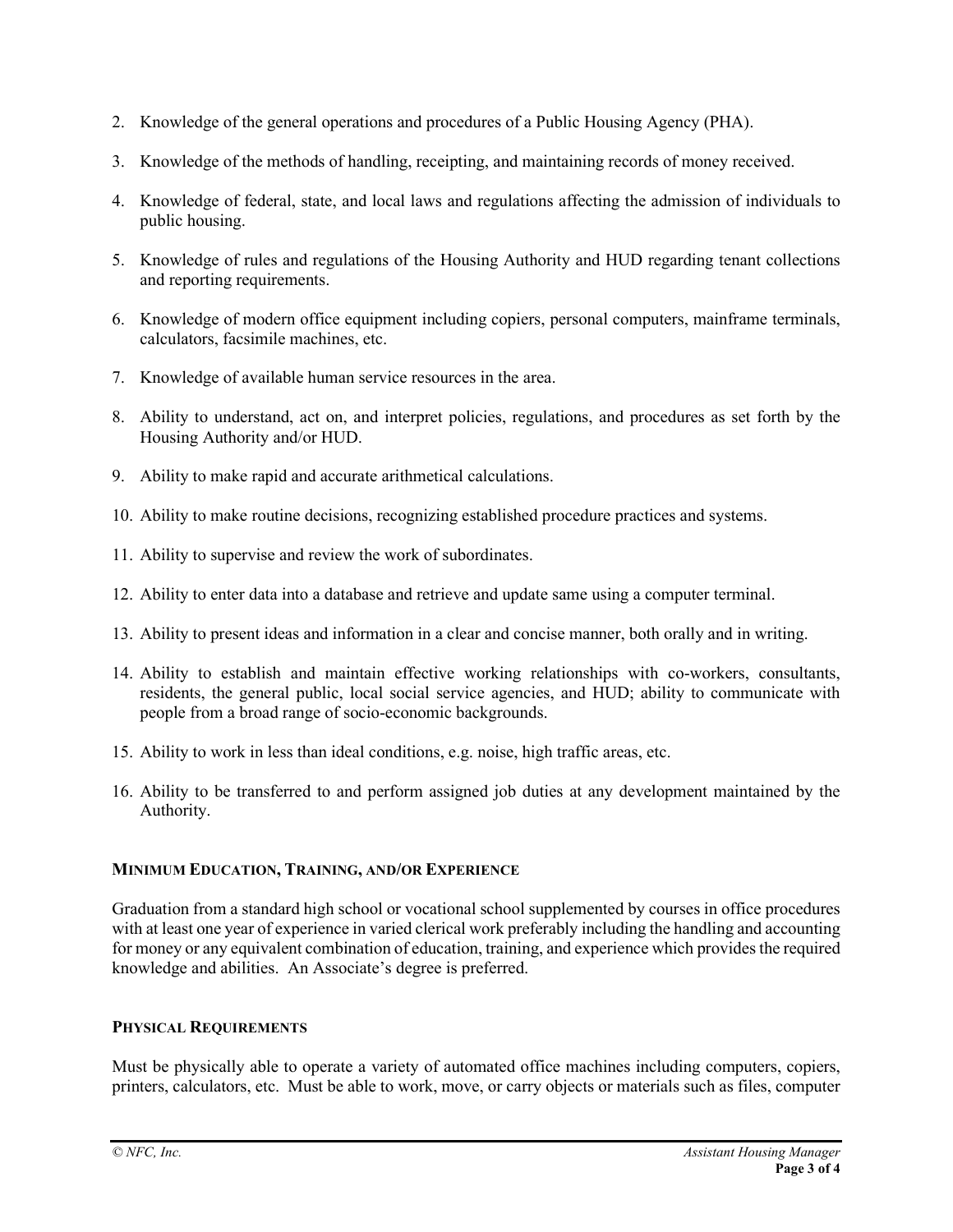2. Knowledge of the general operations and procedures of a Public Housing Agency (PHA).
3. Knowledge of the methods of handling, receipting, and maintaining records of money received.
4. Knowledge of federal, state, and local laws and regulations affecting the admission of individuals to public housing.
5. Knowledge of rules and regulations of the Housing Authority and HUD regarding tenant collections and reporting requirements.
6. Knowledge of modern office equipment including copiers, personal computers, mainframe terminals, calculators, facsimile machines, etc.
7. Knowledge of available human service resources in the area.
8. Ability to understand, act on, and interpret policies, regulations, and procedures as set forth by the Housing Authority and/or HUD.
9. Ability to make rapid and accurate arithmetical calculations.
10. Ability to make routine decisions, recognizing established procedure practices and systems.
11. Ability to supervise and review the work of subordinates.
12. Ability to enter data into a database and retrieve and update same using a computer terminal.
13. Ability to present ideas and information in a clear and concise manner, both orally and in writing.
14. Ability to establish and maintain effective working relationships with co-workers, consultants, residents, the general public, local social service agencies, and HUD; ability to communicate with people from a broad range of socio-economic backgrounds.
15. Ability to work in less than ideal conditions, e.g. noise, high traffic areas, etc.
16. Ability to be transferred to and perform assigned job duties at any development maintained by the Authority.

## MINIMUM EDUCATION, TRAINING, AND/OR EXPERIENCE

Graduation from a standard high school or vocational school supplemented by courses in office procedures with at least one year of experience in varied clerical work preferably including the handling and accounting for money or any equivalent combination of education, training, and experience which provides the required knowledge and abilities. An Associate's degree is preferred.

## PHYSICAL REQUIREMENTS

Must be physically able to operate a variety of automated office machines including computers, copiers, printers, calculators, etc. Must be able to work, move, or carry objects or materials such as files, computer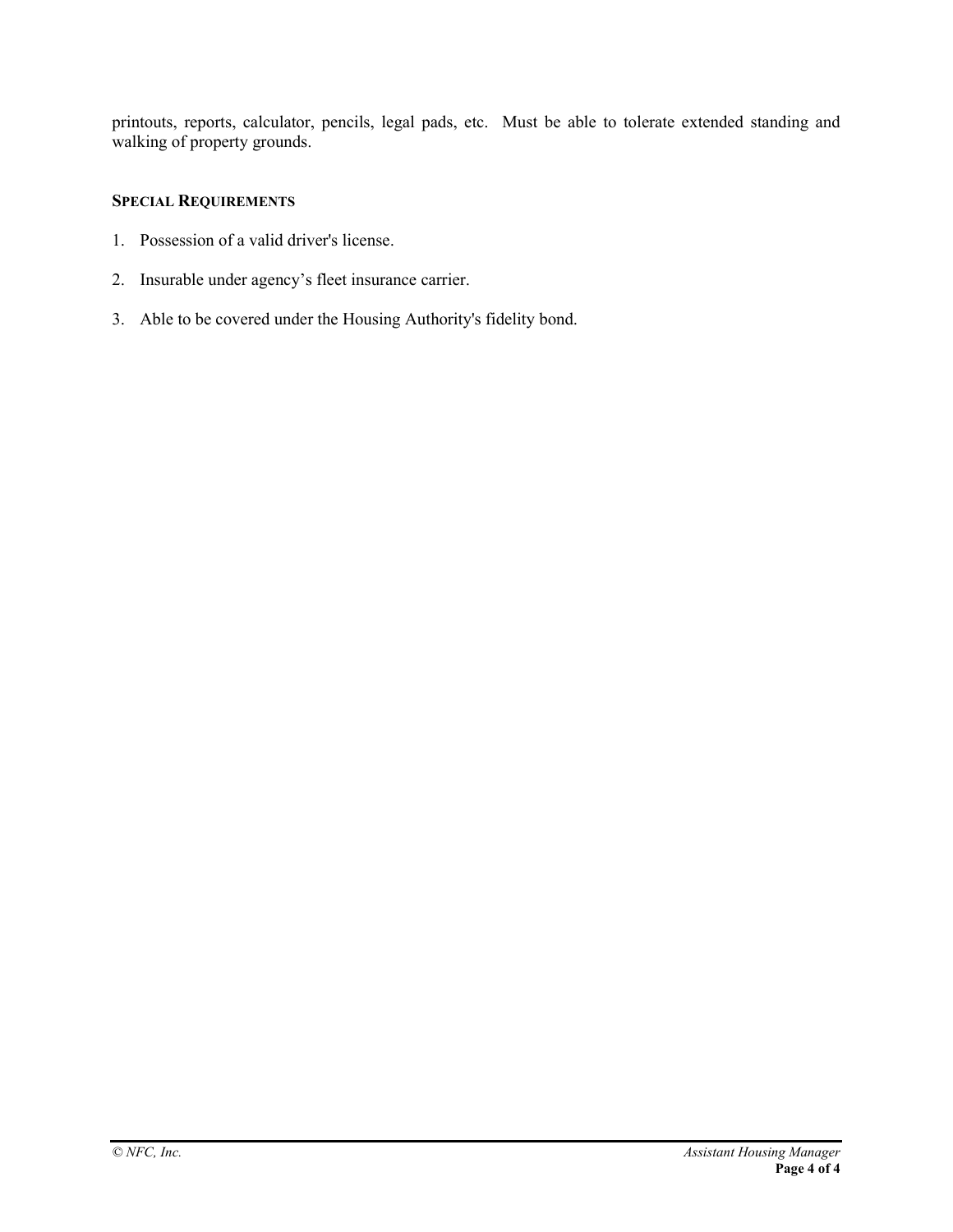printouts, reports, calculator, pencils, legal pads, etc.  Must be able to tolerate extended standing and walking of property grounds.

**SPECIAL REQUIREMENTS**

1. Possession of a valid driver's license.

2. Insurable under agency's fleet insurance carrier.

3. Able to be covered under the Housing Authority's fidelity bond.